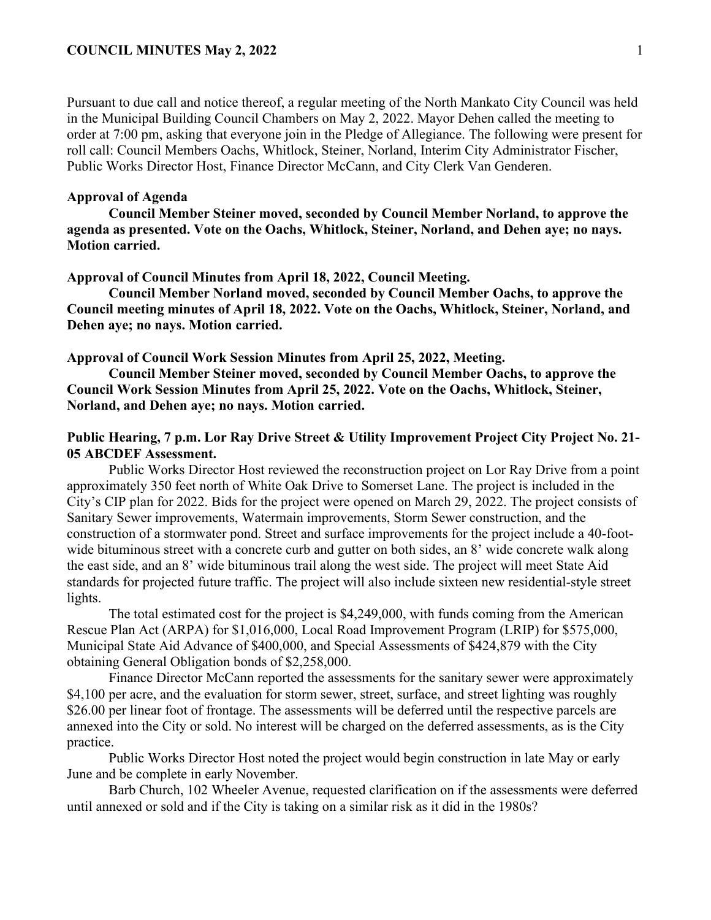Pursuant to due call and notice thereof, a regular meeting of the North Mankato City Council was held in the Municipal Building Council Chambers on May 2, 2022. Mayor Dehen called the meeting to order at 7:00 pm, asking that everyone join in the Pledge of Allegiance. The following were present for roll call: Council Members Oachs, Whitlock, Steiner, Norland, Interim City Administrator Fischer, Public Works Director Host, Finance Director McCann, and City Clerk Van Genderen.

**Approval of Agenda**

**Council Member Steiner moved, seconded by Council Member Norland, to approve the agenda as presented. Vote on the Oachs, Whitlock, Steiner, Norland, and Dehen aye; no nays. Motion carried.**

**Approval of Council Minutes from April 18, 2022, Council Meeting.**

**Council Member Norland moved, seconded by Council Member Oachs, to approve the Council meeting minutes of April 18, 2022. Vote on the Oachs, Whitlock, Steiner, Norland, and Dehen aye; no nays. Motion carried.**

**Approval of Council Work Session Minutes from April 25, 2022, Meeting.**

**Council Member Steiner moved, seconded by Council Member Oachs, to approve the Council Work Session Minutes from April 25, 2022. Vote on the Oachs, Whitlock, Steiner, Norland, and Dehen aye; no nays. Motion carried.**

**Public Hearing, 7 p.m. Lor Ray Drive Street & Utility Improvement Project City Project No. 21-05 ABCDEF Assessment.**

Public Works Director Host reviewed the reconstruction project on Lor Ray Drive from a point approximately 350 feet north of White Oak Drive to Somerset Lane. The project is included in the City's CIP plan for 2022. Bids for the project were opened on March 29, 2022. The project consists of Sanitary Sewer improvements, Watermain improvements, Storm Sewer construction, and the construction of a stormwater pond. Street and surface improvements for the project include a 40-foot-wide bituminous street with a concrete curb and gutter on both sides, an 8' wide concrete walk along the east side, and an 8' wide bituminous trail along the west side. The project will meet State Aid standards for projected future traffic. The project will also include sixteen new residential-style street lights.

The total estimated cost for the project is $4,249,000, with funds coming from the American Rescue Plan Act (ARPA) for $1,016,000, Local Road Improvement Program (LRIP) for $575,000, Municipal State Aid Advance of $400,000, and Special Assessments of $424,879 with the City obtaining General Obligation bonds of $2,258,000.

Finance Director McCann reported the assessments for the sanitary sewer were approximately $4,100 per acre, and the evaluation for storm sewer, street, surface, and street lighting was roughly $26.00 per linear foot of frontage. The assessments will be deferred until the respective parcels are annexed into the City or sold. No interest will be charged on the deferred assessments, as is the City practice.

Public Works Director Host noted the project would begin construction in late May or early June and be complete in early November.

Barb Church, 102 Wheeler Avenue, requested clarification on if the assessments were deferred until annexed or sold and if the City is taking on a similar risk as it did in the 1980s?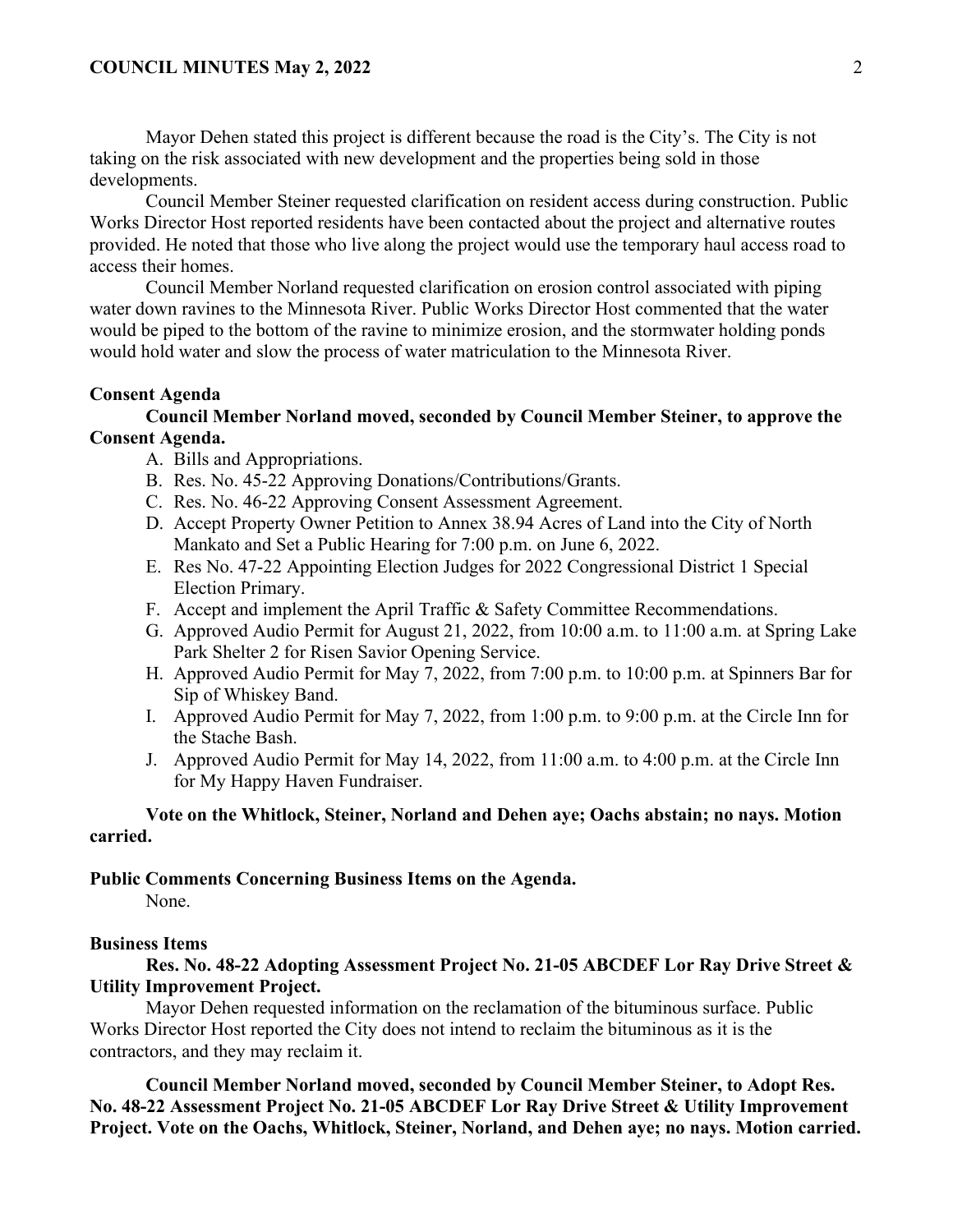Mayor Dehen stated this project is different because the road is the City's. The City is not taking on the risk associated with new development and the properties being sold in those developments.

Council Member Steiner requested clarification on resident access during construction. Public Works Director Host reported residents have been contacted about the project and alternative routes provided. He noted that those who live along the project would use the temporary haul access road to access their homes.

Council Member Norland requested clarification on erosion control associated with piping water down ravines to the Minnesota River. Public Works Director Host commented that the water would be piped to the bottom of the ravine to minimize erosion, and the stormwater holding ponds would hold water and slow the process of water matriculation to the Minnesota River.

**Consent Agenda**

**Council Member Norland moved, seconded by Council Member Steiner, to approve the Consent Agenda.**

A. Bills and Appropriations.
B. Res. No. 45-22 Approving Donations/Contributions/Grants.
C. Res. No. 46-22 Approving Consent Assessment Agreement.
D. Accept Property Owner Petition to Annex 38.94 Acres of Land into the City of North Mankato and Set a Public Hearing for 7:00 p.m. on June 6, 2022.
E. Res No. 47-22 Appointing Election Judges for 2022 Congressional District 1 Special Election Primary.
F. Accept and implement the April Traffic & Safety Committee Recommendations.
G. Approved Audio Permit for August 21, 2022, from 10:00 a.m. to 11:00 a.m. at Spring Lake Park Shelter 2 for Risen Savior Opening Service.
H. Approved Audio Permit for May 7, 2022, from 7:00 p.m. to 10:00 p.m. at Spinners Bar for Sip of Whiskey Band.
I. Approved Audio Permit for May 7, 2022, from 1:00 p.m. to 9:00 p.m. at the Circle Inn for the Stache Bash.
J. Approved Audio Permit for May 14, 2022, from 11:00 a.m. to 4:00 p.m. at the Circle Inn for My Happy Haven Fundraiser.

**Vote on the Whitlock, Steiner, Norland and Dehen aye; Oachs abstain; no nays. Motion carried.**

**Public Comments Concerning Business Items on the Agenda.**

None.

**Business Items**

**Res. No. 48-22 Adopting Assessment Project No. 21-05 ABCDEF Lor Ray Drive Street & Utility Improvement Project.**

Mayor Dehen requested information on the reclamation of the bituminous surface. Public Works Director Host reported the City does not intend to reclaim the bituminous as it is the contractors, and they may reclaim it.

**Council Member Norland moved, seconded by Council Member Steiner, to Adopt Res. No. 48-22 Assessment Project No. 21-05 ABCDEF Lor Ray Drive Street & Utility Improvement Project. Vote on the Oachs, Whitlock, Steiner, Norland, and Dehen aye; no nays. Motion carried.**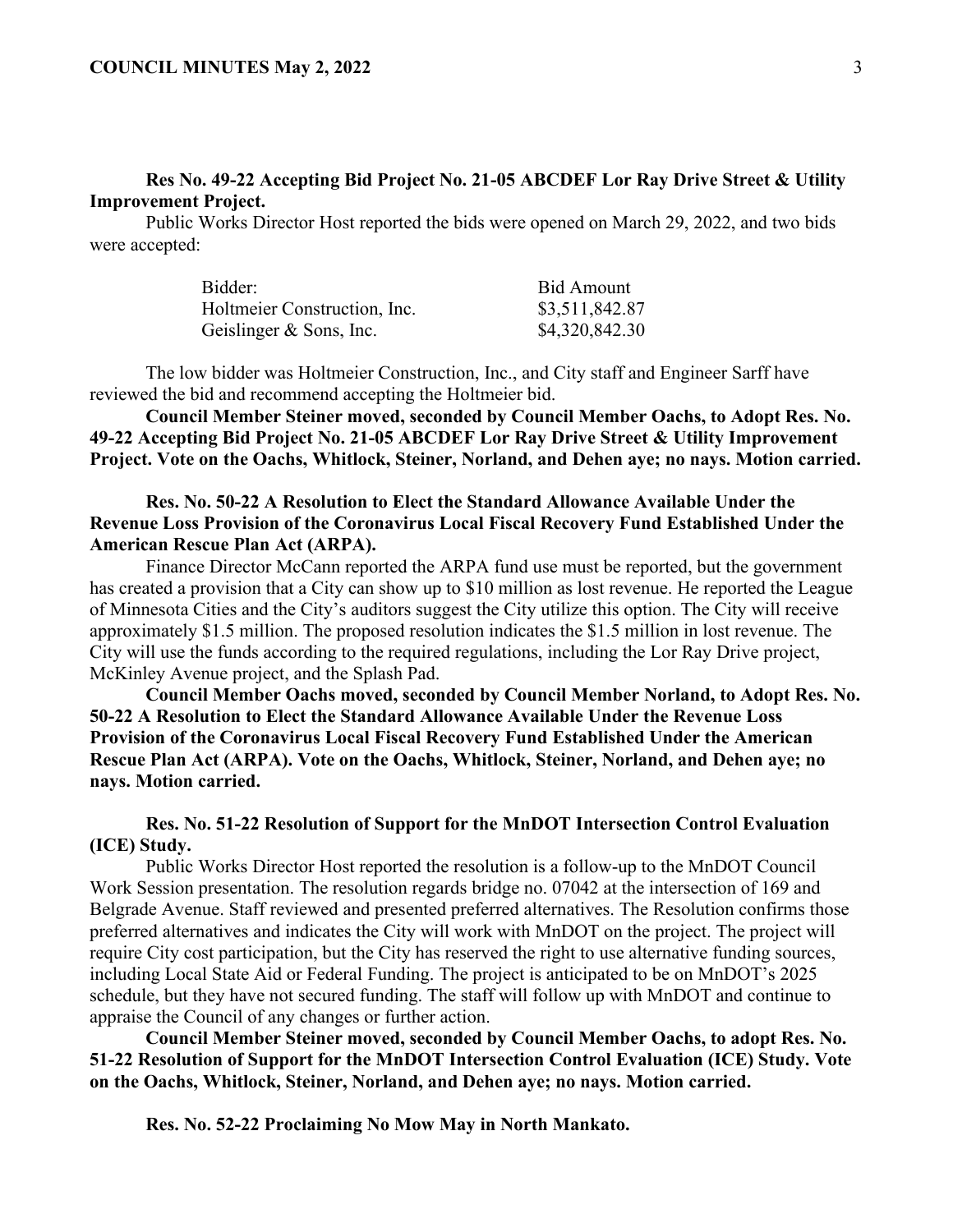**Res No. 49-22 Accepting Bid Project No. 21-05 ABCDEF Lor Ray Drive Street & Utility Improvement Project.**

Public Works Director Host reported the bids were opened on March 29, 2022, and two bids were accepted:

| Bidder: | Bid Amount |
| --- | --- |
| Holtmeier Construction, Inc. | $3,511,842.87 |
| Geislinger & Sons, Inc. | $4,320,842.30 |

The low bidder was Holtmeier Construction, Inc., and City staff and Engineer Sarff have reviewed the bid and recommend accepting the Holtmeier bid.

**Council Member Steiner moved, seconded by Council Member Oachs, to Adopt Res. No. 49-22 Accepting Bid Project No. 21-05 ABCDEF Lor Ray Drive Street & Utility Improvement Project. Vote on the Oachs, Whitlock, Steiner, Norland, and Dehen aye; no nays. Motion carried.**

**Res. No. 50-22 A Resolution to Elect the Standard Allowance Available Under the Revenue Loss Provision of the Coronavirus Local Fiscal Recovery Fund Established Under the American Rescue Plan Act (ARPA).**

Finance Director McCann reported the ARPA fund use must be reported, but the government has created a provision that a City can show up to $10 million as lost revenue. He reported the League of Minnesota Cities and the City's auditors suggest the City utilize this option. The City will receive approximately $1.5 million. The proposed resolution indicates the $1.5 million in lost revenue. The City will use the funds according to the required regulations, including the Lor Ray Drive project, McKinley Avenue project, and the Splash Pad.

**Council Member Oachs moved, seconded by Council Member Norland, to Adopt Res. No. 50-22 A Resolution to Elect the Standard Allowance Available Under the Revenue Loss Provision of the Coronavirus Local Fiscal Recovery Fund Established Under the American Rescue Plan Act (ARPA). Vote on the Oachs, Whitlock, Steiner, Norland, and Dehen aye; no nays. Motion carried.**

**Res. No. 51-22 Resolution of Support for the MnDOT Intersection Control Evaluation (ICE) Study.**

Public Works Director Host reported the resolution is a follow-up to the MnDOT Council Work Session presentation. The resolution regards bridge no. 07042 at the intersection of 169 and Belgrade Avenue. Staff reviewed and presented preferred alternatives. The Resolution confirms those preferred alternatives and indicates the City will work with MnDOT on the project. The project will require City cost participation, but the City has reserved the right to use alternative funding sources, including Local State Aid or Federal Funding. The project is anticipated to be on MnDOT's 2025 schedule, but they have not secured funding. The staff will follow up with MnDOT and continue to appraise the Council of any changes or further action.

**Council Member Steiner moved, seconded by Council Member Oachs, to adopt Res. No. 51-22 Resolution of Support for the MnDOT Intersection Control Evaluation (ICE) Study. Vote on the Oachs, Whitlock, Steiner, Norland, and Dehen aye; no nays. Motion carried.**

**Res. No. 52-22 Proclaiming No Mow May in North Mankato.**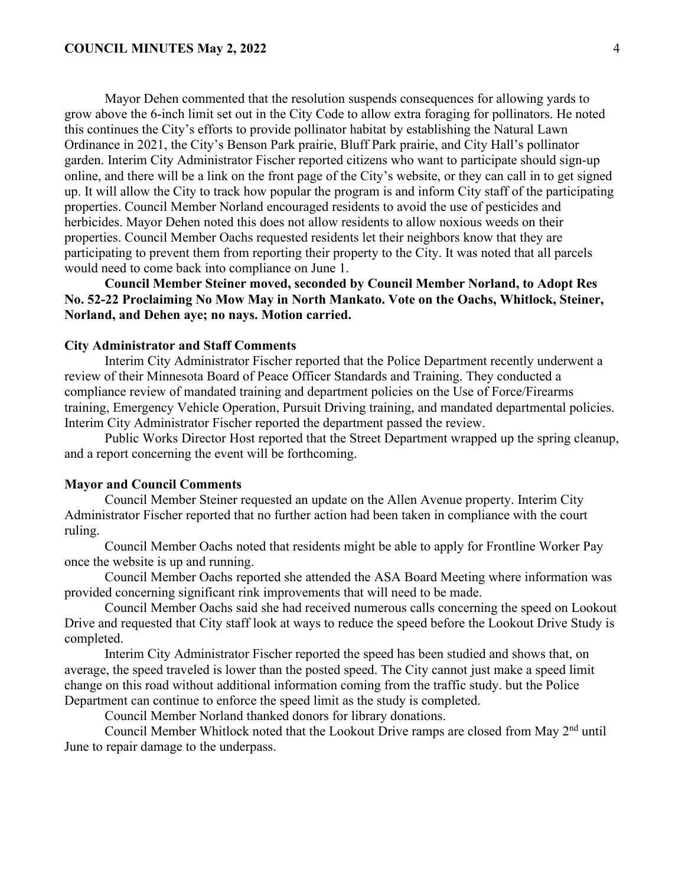Mayor Dehen commented that the resolution suspends consequences for allowing yards to grow above the 6-inch limit set out in the City Code to allow extra foraging for pollinators. He noted this continues the City's efforts to provide pollinator habitat by establishing the Natural Lawn Ordinance in 2021, the City's Benson Park prairie, Bluff Park prairie, and City Hall's pollinator garden. Interim City Administrator Fischer reported citizens who want to participate should sign-up online, and there will be a link on the front page of the City's website, or they can call in to get signed up. It will allow the City to track how popular the program is and inform City staff of the participating properties. Council Member Norland encouraged residents to avoid the use of pesticides and herbicides. Mayor Dehen noted this does not allow residents to allow noxious weeds on their properties. Council Member Oachs requested residents let their neighbors know that they are participating to prevent them from reporting their property to the City. It was noted that all parcels would need to come back into compliance on June 1.

**Council Member Steiner moved, seconded by Council Member Norland, to Adopt Res No. 52-22 Proclaiming No Mow May in North Mankato. Vote on the Oachs, Whitlock, Steiner, Norland, and Dehen aye; no nays. Motion carried.**

**City Administrator and Staff Comments**

Interim City Administrator Fischer reported that the Police Department recently underwent a review of their Minnesota Board of Peace Officer Standards and Training. They conducted a compliance review of mandated training and department policies on the Use of Force/Firearms training, Emergency Vehicle Operation, Pursuit Driving training, and mandated departmental policies. Interim City Administrator Fischer reported the department passed the review.

Public Works Director Host reported that the Street Department wrapped up the spring cleanup, and a report concerning the event will be forthcoming.

**Mayor and Council Comments**

Council Member Steiner requested an update on the Allen Avenue property. Interim City Administrator Fischer reported that no further action had been taken in compliance with the court ruling.

Council Member Oachs noted that residents might be able to apply for Frontline Worker Pay once the website is up and running.

Council Member Oachs reported she attended the ASA Board Meeting where information was provided concerning significant rink improvements that will need to be made.

Council Member Oachs said she had received numerous calls concerning the speed on Lookout Drive and requested that City staff look at ways to reduce the speed before the Lookout Drive Study is completed.

Interim City Administrator Fischer reported the speed has been studied and shows that, on average, the speed traveled is lower than the posted speed. The City cannot just make a speed limit change on this road without additional information coming from the traffic study. but the Police Department can continue to enforce the speed limit as the study is completed.

Council Member Norland thanked donors for library donations.

Council Member Whitlock noted that the Lookout Drive ramps are closed from May 2nd until June to repair damage to the underpass.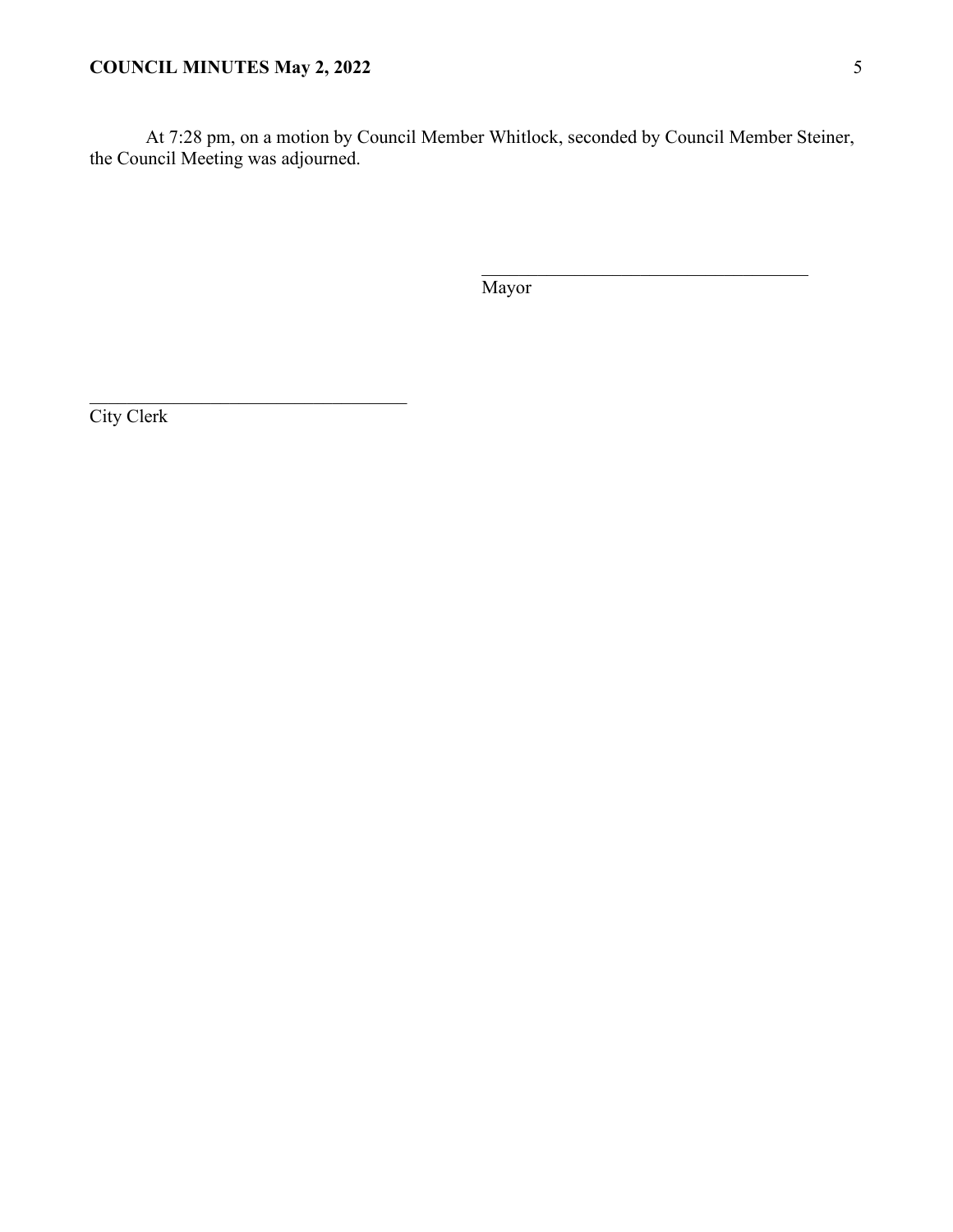At 7:28 pm, on a motion by Council Member Whitlock, seconded by Council Member Steiner, the Council Meeting was adjourned.

\_\_\_\_\_\_\_\_\_\_\_\_\_\_\_\_\_\_\_\_\_\_\_\_\_\_\_\_\_\_\_\_\_\_\_\_
Mayor

\_\_\_\_\_\_\_\_\_\_\_\_\_\_\_\_\_\_\_\_\_\_\_\_\_\_\_\_\_\_\_\_\_\_\_\_
City Clerk